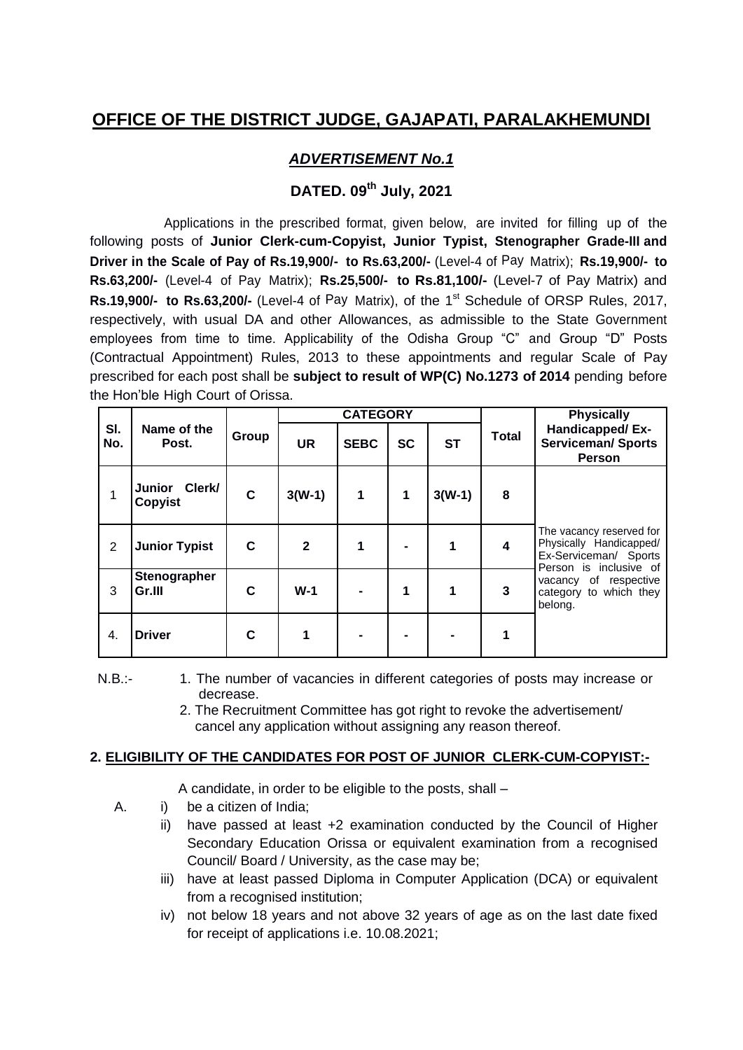# OFFICE OF THE DISTRICT JUDGE, GAJAPATI, PARALAKHEMUNDI

## *ADVERTISEMENT No.1*

## DATED. 09th July, 2021

Applications in the prescribed format, given below, are invited for filling up of the following posts of **Junior Clerk-cum-Copyist, Junior Typist, Stenographer Grade-III and Driver in the Scale of Pay of Rs.19,900/- to Rs.63,200/-** (Level-4 of Pay Matrix); **Rs.19,900/- to Rs.63,200/-** (Level-4 of Pay Matrix); **Rs.25,500/- to Rs.81,100/-** (Level-7 of Pay Matrix) and **Rs.19,900/- to Rs.63,200/-** (Level-4 of Pay Matrix), of the 1st Schedule of ORSP Rules, 2017, respectively, with usual DA and other Allowances, as admissible to the State Government employees from time to time. Applicability of the Odisha Group "C" and Group "D" Posts (Contractual Appointment) Rules, 2013 to these appointments and regular Scale of Pay prescribed for each post shall be **subject to result of WP(C) No.1273 of 2014** pending before the Hon'ble High Court of Orissa.

| Sl. No. | Name of the Post. | Group | CATEGORY | | | | Total | Physically Handicapped/ Ex-Serviceman/ Sports Person |
|---|---|---|---|---|---|---|---|---|
| | | | UR | SEBC | SC | ST | | |
| 1 | **Junior Clerk/ Copyist** | **C** | **3(W-1)** | **1** | **1** | **3(W-1)** | **8** | The vacancy reserved for Physically Handicapped/ Ex-Serviceman/ Sports Person is inclusive of vacancy of respective category to which they belong. |
| 2 | **Junior Typist** | **C** | **2** | **1** | **-** | **1** | **4** | |
| 3 | **Stenographer Gr.III** | **C** | **W-1** | **-** | **1** | **1** | **3** | |
| 4. | **Driver** | **C** | **1** | **-** | **-** | **-** | **1** | |

N.B.:-

1. The number of vacancies in different categories of posts may increase or decrease.
2. The Recruitment Committee has got right to revoke the advertisement/ cancel any application without assigning any reason thereof.

### 2. ELIGIBILITY OF THE CANDIDATES FOR POST OF JUNIOR CLERK-CUM-COPYIST:-

A candidate, in order to be eligible to the posts, shall –

A.
- i) be a citizen of India;
- ii) have passed at least +2 examination conducted by the Council of Higher Secondary Education Orissa or equivalent examination from a recognised Council/ Board / University, as the case may be;
- iii) have at least passed Diploma in Computer Application (DCA) or equivalent from a recognised institution;
- iv) not below 18 years and not above 32 years of age as on the last date fixed for receipt of applications i.e. 10.08.2021;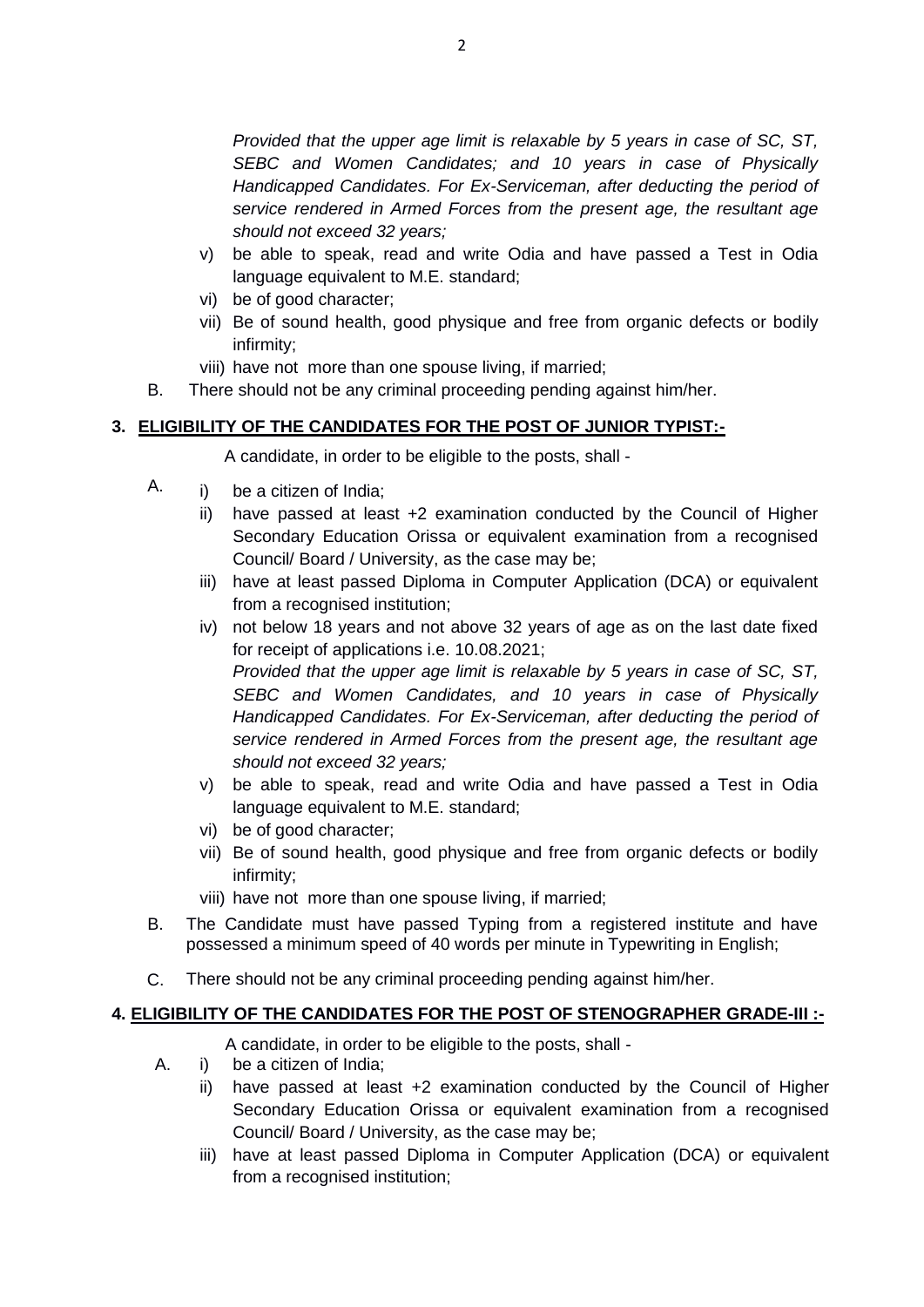*Provided that the upper age limit is relaxable by 5 years in case of SC, ST, SEBC and Women Candidates; and 10 years in case of Physically Handicapped Candidates. For Ex-Serviceman, after deducting the period of service rendered in Armed Forces from the present age, the resultant age should not exceed 32 years;*

v) be able to speak, read and write Odia and have passed a Test in Odia language equivalent to M.E. standard;

vi) be of good character;

vii) Be of sound health, good physique and free from organic defects or bodily infirmity;

viii) have not more than one spouse living, if married;

B. There should not be any criminal proceeding pending against him/her.

**3. ELIGIBILITY OF THE CANDIDATES FOR THE POST OF JUNIOR TYPIST:-**

A candidate, in order to be eligible to the posts, shall -

A. i) be a citizen of India;

ii) have passed at least +2 examination conducted by the Council of Higher Secondary Education Orissa or equivalent examination from a recognised Council/ Board / University, as the case may be;

iii) have at least passed Diploma in Computer Application (DCA) or equivalent from a recognised institution;

iv) not below 18 years and not above 32 years of age as on the last date fixed for receipt of applications i.e. 10.08.2021;

*Provided that the upper age limit is relaxable by 5 years in case of SC, ST, SEBC and Women Candidates, and 10 years in case of Physically Handicapped Candidates. For Ex-Serviceman, after deducting the period of service rendered in Armed Forces from the present age, the resultant age should not exceed 32 years;*

v) be able to speak, read and write Odia and have passed a Test in Odia language equivalent to M.E. standard;

vi) be of good character;

vii) Be of sound health, good physique and free from organic defects or bodily infirmity;

viii) have not more than one spouse living, if married;

B. The Candidate must have passed Typing from a registered institute and have possessed a minimum speed of 40 words per minute in Typewriting in English;

C. There should not be any criminal proceeding pending against him/her.

**4. ELIGIBILITY OF THE CANDIDATES FOR THE POST OF STENOGRAPHER GRADE-III :-**

A candidate, in order to be eligible to the posts, shall -

A. i) be a citizen of India;

ii) have passed at least +2 examination conducted by the Council of Higher Secondary Education Orissa or equivalent examination from a recognised Council/ Board / University, as the case may be;

iii) have at least passed Diploma in Computer Application (DCA) or equivalent from a recognised institution;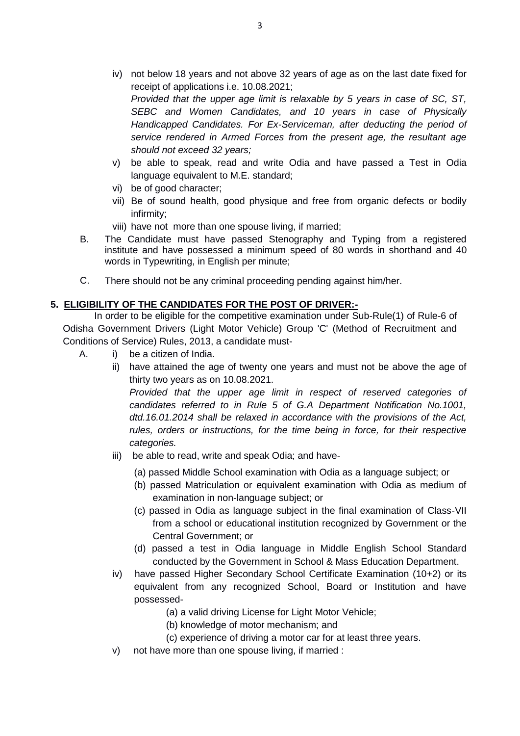iv) not below 18 years and not above 32 years of age as on the last date fixed for receipt of applications i.e. 10.08.2021;
*Provided that the upper age limit is relaxable by 5 years in case of SC, ST, SEBC and Women Candidates, and 10 years in case of Physically Handicapped Candidates. For Ex-Serviceman, after deducting the period of service rendered in Armed Forces from the present age, the resultant age should not exceed 32 years;*

v) be able to speak, read and write Odia and have passed a Test in Odia language equivalent to M.E. standard;

vi) be of good character;

vii) Be of sound health, good physique and free from organic defects or bodily infirmity;

viii) have not more than one spouse living, if married;

B. The Candidate must have passed Stenography and Typing from a registered institute and have possessed a minimum speed of 80 words in shorthand and 40 words in Typewriting, in English per minute;

C. There should not be any criminal proceeding pending against him/her.

**5. ELIGIBILITY OF THE CANDIDATES FOR THE POST OF DRIVER:-**

In order to be eligible for the competitive examination under Sub-Rule(1) of Rule-6 of Odisha Government Drivers (Light Motor Vehicle) Group 'C' (Method of Recruitment and Conditions of Service) Rules, 2013, a candidate must-

A. i) be a citizen of India.

ii) have attained the age of twenty one years and must not be above the age of thirty two years as on 10.08.2021.
*Provided that the upper age limit in respect of reserved categories of candidates referred to in Rule 5 of G.A Department Notification No.1001, dtd.16.01.2014 shall be relaxed in accordance with the provisions of the Act, rules, orders or instructions, for the time being in force, for their respective categories.*

iii) be able to read, write and speak Odia; and have-

(a) passed Middle School examination with Odia as a language subject; or

(b) passed Matriculation or equivalent examination with Odia as medium of examination in non-language subject; or

(c) passed in Odia as language subject in the final examination of Class-VII from a school or educational institution recognized by Government or the Central Government; or

(d) passed a test in Odia language in Middle English School Standard conducted by the Government in School & Mass Education Department.

iv) have passed Higher Secondary School Certificate Examination (10+2) or its equivalent from any recognized School, Board or Institution and have possessed-

(a) a valid driving License for Light Motor Vehicle;

(b) knowledge of motor mechanism; and

(c) experience of driving a motor car for at least three years.

v) not have more than one spouse living, if married :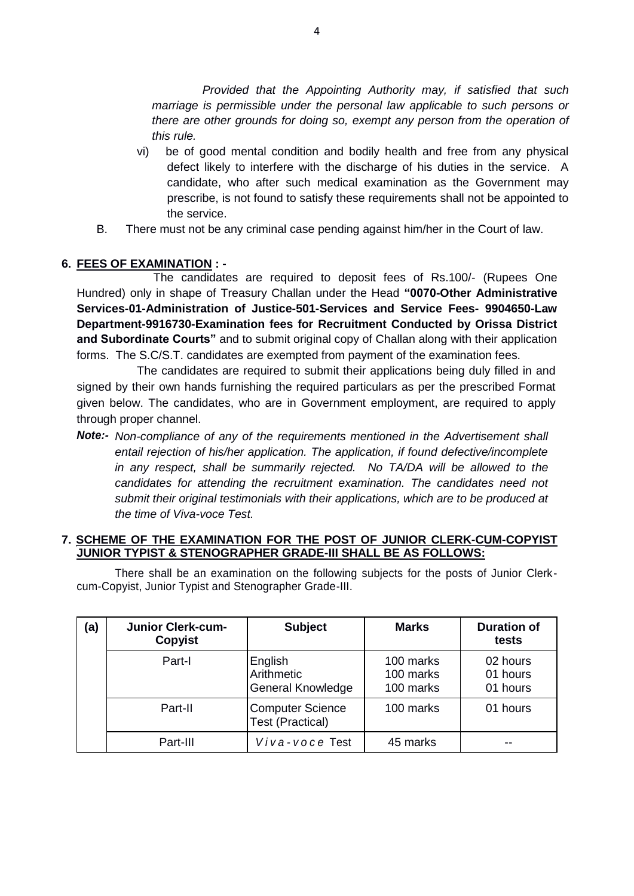*Provided that the Appointing Authority may, if satisfied that such marriage is permissible under the personal law applicable to such persons or there are other grounds for doing so, exempt any person from the operation of this rule.*

vi) be of good mental condition and bodily health and free from any physical defect likely to interfere with the discharge of his duties in the service. A candidate, who after such medical examination as the Government may prescribe, is not found to satisfy these requirements shall not be appointed to the service.

B. There must not be any criminal case pending against him/her in the Court of law.

**6. FEES OF EXAMINATION : -**

The candidates are required to deposit fees of Rs.100/- (Rupees One Hundred) only in shape of Treasury Challan under the Head **"0070-Other Administrative Services-01-Administration of Justice-501-Services and Service Fees- 9904650-Law Department-9916730-Examination fees for Recruitment Conducted by Orissa District and Subordinate Courts"** and to submit original copy of Challan along with their application forms. The S.C/S.T. candidates are exempted from payment of the examination fees.

The candidates are required to submit their applications being duly filled in and signed by their own hands furnishing the required particulars as per the prescribed Format given below. The candidates, who are in Government employment, are required to apply through proper channel.

***Note:-*** *Non-compliance of any of the requirements mentioned in the Advertisement shall entail rejection of his/her application. The application, if found defective/incomplete in any respect, shall be summarily rejected. No TA/DA will be allowed to the candidates for attending the recruitment examination. The candidates need not submit their original testimonials with their applications, which are to be produced at the time of Viva-voce Test.*

**7. SCHEME OF THE EXAMINATION FOR THE POST OF JUNIOR CLERK-CUM-COPYIST JUNIOR TYPIST & STENOGRAPHER GRADE-III SHALL BE AS FOLLOWS:**

There shall be an examination on the following subjects for the posts of Junior Clerk-cum-Copyist, Junior Typist and Stenographer Grade-III.

| (a) | Junior Clerk-cum-Copyist | Subject | Marks | Duration of tests |
|---|---|---|---|---|
| | Part-I | English<br>Arithmetic<br>General Knowledge | 100 marks<br>100 marks<br>100 marks | 02 hours<br>01 hours<br>01 hours |
| | Part-II | Computer Science Test (Practical) | 100 marks | 01 hours |
| | Part-III | *Viva-voce* Test | 45 marks | -- |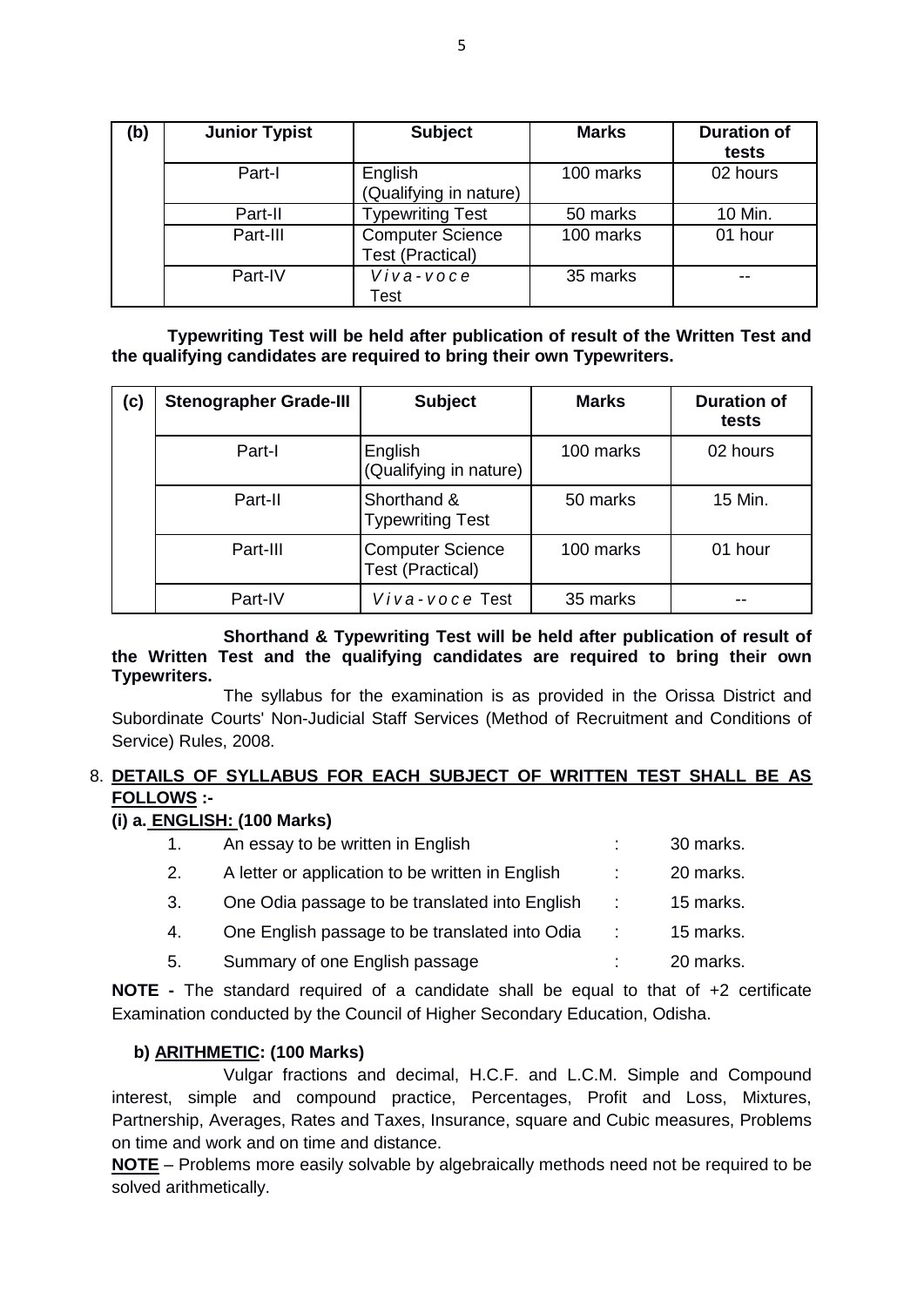| (b) | Junior Typist | Subject | Marks | Duration of tests |
|---|---|---|---|---|
| | Part-I | English (Qualifying in nature) | 100 marks | 02 hours |
| | Part-II | Typewriting Test | 50 marks | 10 Min. |
| | Part-III | Computer Science Test (Practical) | 100 marks | 01 hour |
| | Part-IV | *Viva-voce* Test | 35 marks | -- |

**Typewriting Test will be held after publication of result of the Written Test and the qualifying candidates are required to bring their own Typewriters.**

| (c) | Stenographer Grade-III | Subject | Marks | Duration of tests |
|---|---|---|---|---|
| | Part-I | English (Qualifying in nature) | 100 marks | 02 hours |
| | Part-II | Shorthand & Typewriting Test | 50 marks | 15 Min. |
| | Part-III | Computer Science Test (Practical) | 100 marks | 01 hour |
| | Part-IV | *Viva-voce* Test | 35 marks | -- |

**Shorthand & Typewriting Test will be held after publication of result of the Written Test and the qualifying candidates are required to bring their own Typewriters.**

The syllabus for the examination is as provided in the Orissa District and Subordinate Courts' Non-Judicial Staff Services (Method of Recruitment and Conditions of Service) Rules, 2008.

8. **DETAILS OF SYLLABUS FOR EACH SUBJECT OF WRITTEN TEST SHALL BE AS FOLLOWS :-**

**(i) a. ENGLISH: (100 Marks)**

1. An essay to be written in English : 30 marks.
2. A letter or application to be written in English : 20 marks.
3. One Odia passage to be translated into English : 15 marks.
4. One English passage to be translated into Odia : 15 marks.
5. Summary of one English passage : 20 marks.

**NOTE -** The standard required of a candidate shall be equal to that of +2 certificate Examination conducted by the Council of Higher Secondary Education, Odisha.

**b) ARITHMETIC: (100 Marks)**

Vulgar fractions and decimal, H.C.F. and L.C.M. Simple and Compound interest, simple and compound practice, Percentages, Profit and Loss, Mixtures, Partnership, Averages, Rates and Taxes, Insurance, square and Cubic measures, Problems on time and work and on time and distance.

**NOTE** – Problems more easily solvable by algebraically methods need not be required to be solved arithmetically.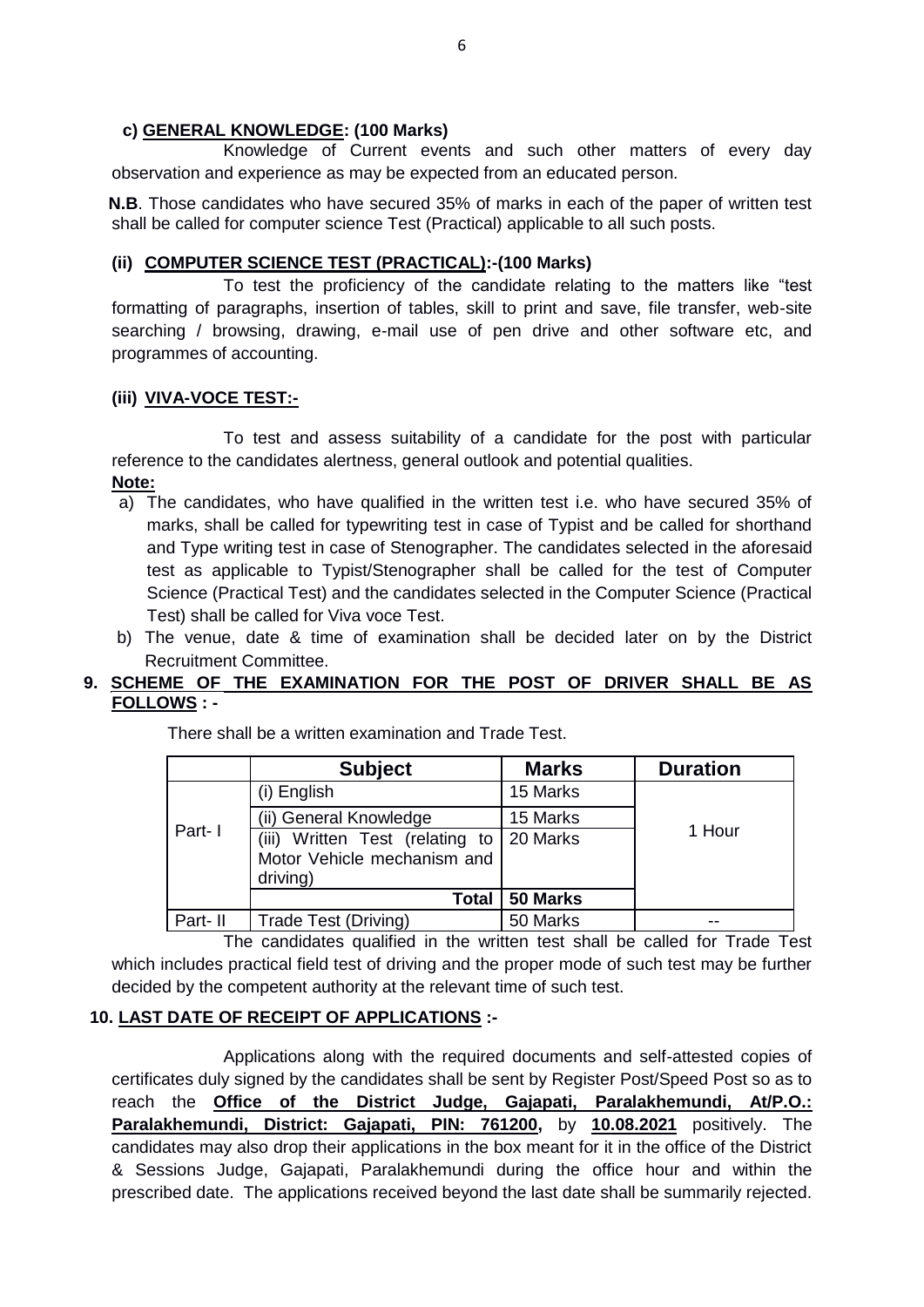**c) GENERAL KNOWLEDGE: (100 Marks)**

Knowledge of Current events and such other matters of every day observation and experience as may be expected from an educated person.

**N.B**. Those candidates who have secured 35% of marks in each of the paper of written test shall be called for computer science Test (Practical) applicable to all such posts.

**(ii) COMPUTER SCIENCE TEST (PRACTICAL):-(100 Marks)**

To test the proficiency of the candidate relating to the matters like "test formatting of paragraphs, insertion of tables, skill to print and save, file transfer, web-site searching / browsing, drawing, e-mail use of pen drive and other software etc, and programmes of accounting.

**(iii) VIVA-VOCE TEST:-**

To test and assess suitability of a candidate for the post with particular reference to the candidates alertness, general outlook and potential qualities.

**Note:**

a) The candidates, who have qualified in the written test i.e. who have secured 35% of marks, shall be called for typewriting test in case of Typist and be called for shorthand and Type writing test in case of Stenographer. The candidates selected in the aforesaid test as applicable to Typist/Stenographer shall be called for the test of Computer Science (Practical Test) and the candidates selected in the Computer Science (Practical Test) shall be called for Viva voce Test.

b) The venue, date & time of examination shall be decided later on by the District Recruitment Committee.

## 9. SCHEME OF THE EXAMINATION FOR THE POST OF DRIVER SHALL BE AS FOLLOWS : -

There shall be a written examination and Trade Test.

| | Subject | Marks | Duration |
|---|---|---|---|
| Part- I | (i) English | 15 Marks | 1 Hour |
| | (ii) General Knowledge | 15 Marks | |
| | (iii) Written Test (relating to Motor Vehicle mechanism and driving) | 20 Marks | |
| | **Total** | **50 Marks** | |
| Part- II | Trade Test (Driving) | 50 Marks | -- |

The candidates qualified in the written test shall be called for Trade Test which includes practical field test of driving and the proper mode of such test may be further decided by the competent authority at the relevant time of such test.

## 10. LAST DATE OF RECEIPT OF APPLICATIONS :-

Applications along with the required documents and self-attested copies of certificates duly signed by the candidates shall be sent by Register Post/Speed Post so as to reach the **Office of the District Judge, Gajapati, Paralakhemundi, At/P.O.: Paralakhemundi, District: Gajapati, PIN: 761200,** by **10.08.2021** positively. The candidates may also drop their applications in the box meant for it in the office of the District & Sessions Judge, Gajapati, Paralakhemundi during the office hour and within the prescribed date. The applications received beyond the last date shall be summarily rejected.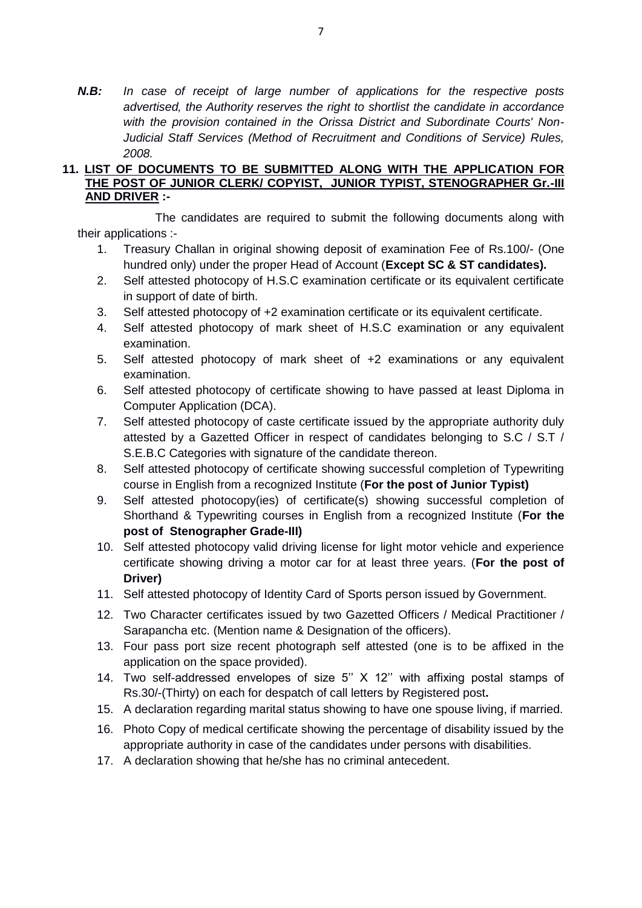*N.B: In case of receipt of large number of applications for the respective posts advertised, the Authority reserves the right to shortlist the candidate in accordance with the provision contained in the Orissa District and Subordinate Courts' Non-Judicial Staff Services (Method of Recruitment and Conditions of Service) Rules, 2008.*

**11. LIST OF DOCUMENTS TO BE SUBMITTED ALONG WITH THE APPLICATION FOR THE POST OF JUNIOR CLERK/ COPYIST, JUNIOR TYPIST, STENOGRAPHER Gr.-III AND DRIVER :-**

The candidates are required to submit the following documents along with their applications :-

1. Treasury Challan in original showing deposit of examination Fee of Rs.100/- (One hundred only) under the proper Head of Account (**Except SC & ST candidates).**
2. Self attested photocopy of H.S.C examination certificate or its equivalent certificate in support of date of birth.
3. Self attested photocopy of +2 examination certificate or its equivalent certificate.
4. Self attested photocopy of mark sheet of H.S.C examination or any equivalent examination.
5. Self attested photocopy of mark sheet of +2 examinations or any equivalent examination.
6. Self attested photocopy of certificate showing to have passed at least Diploma in Computer Application (DCA).
7. Self attested photocopy of caste certificate issued by the appropriate authority duly attested by a Gazetted Officer in respect of candidates belonging to S.C / S.T / S.E.B.C Categories with signature of the candidate thereon.
8. Self attested photocopy of certificate showing successful completion of Typewriting course in English from a recognized Institute (**For the post of Junior Typist)**
9. Self attested photocopy(ies) of certificate(s) showing successful completion of Shorthand & Typewriting courses in English from a recognized Institute (**For the post of Stenographer Grade-III)**
10. Self attested photocopy valid driving license for light motor vehicle and experience certificate showing driving a motor car for at least three years. (**For the post of Driver)**
11. Self attested photocopy of Identity Card of Sports person issued by Government.
12. Two Character certificates issued by two Gazetted Officers / Medical Practitioner / Sarapancha etc. (Mention name & Designation of the officers).
13. Four pass port size recent photograph self attested (one is to be affixed in the application on the space provided).
14. Two self-addressed envelopes of size 5'' X 12'' with affixing postal stamps of Rs.30/-(Thirty) on each for despatch of call letters by Registered post**.**
15. A declaration regarding marital status showing to have one spouse living, if married.
16. Photo Copy of medical certificate showing the percentage of disability issued by the appropriate authority in case of the candidates under persons with disabilities.
17. A declaration showing that he/she has no criminal antecedent.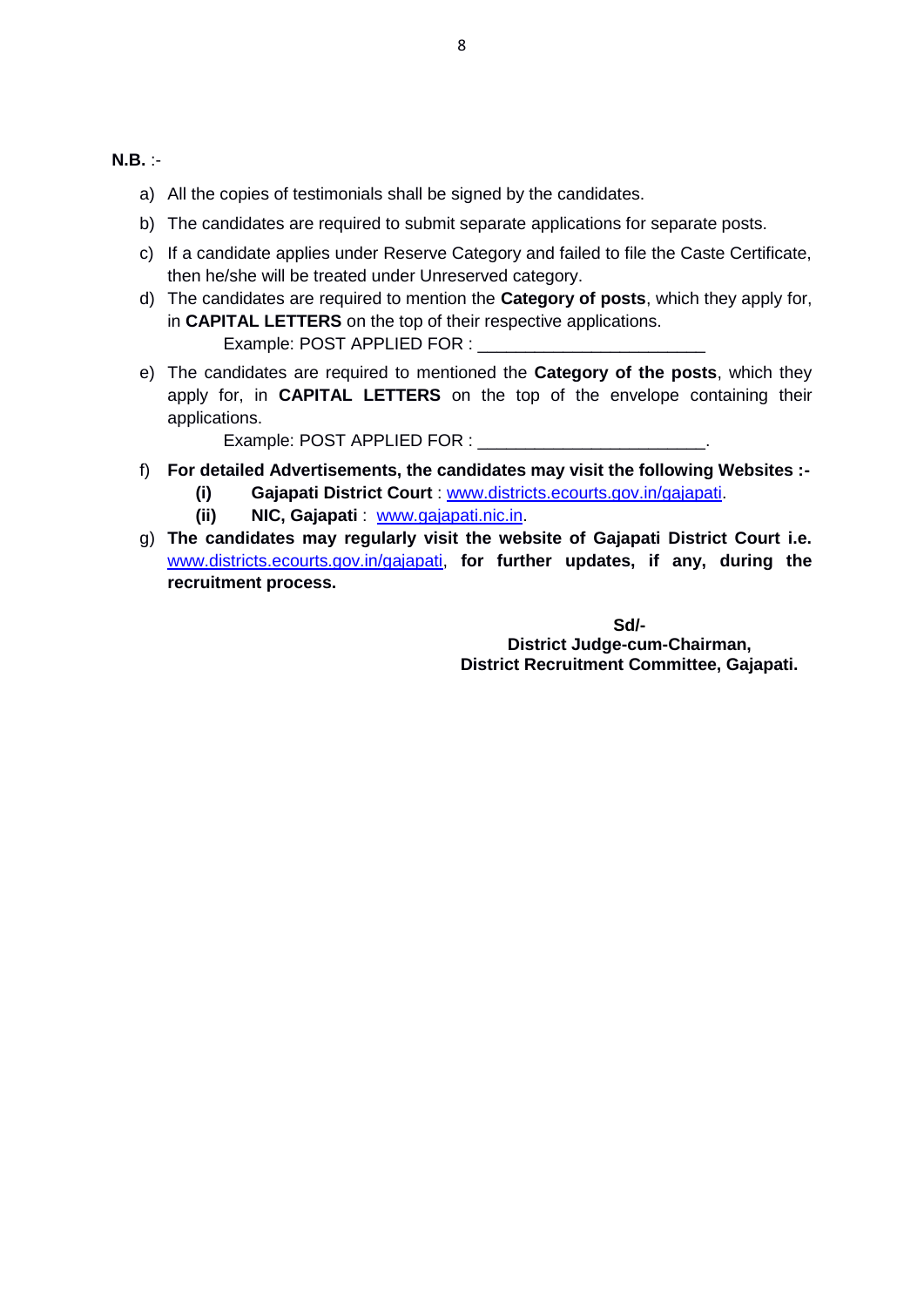**N.B.** :-

a) All the copies of testimonials shall be signed by the candidates.

b) The candidates are required to submit separate applications for separate posts.

c) If a candidate applies under Reserve Category and failed to file the Caste Certificate, then he/she will be treated under Unreserved category.

d) The candidates are required to mention the **Category of posts**, which they apply for, in **CAPITAL LETTERS** on the top of their respective applications.

   Example: POST APPLIED FOR : ________________________

e) The candidates are required to mentioned the **Category of the posts**, which they apply for, in **CAPITAL LETTERS** on the top of the envelope containing their applications.

   Example: POST APPLIED FOR : ________________________.

f) **For detailed Advertisements, the candidates may visit the following Websites :-**

   **(i)** **Gajapati District Court** : www.districts.ecourts.gov.in/gajapati.

   **(ii)** **NIC, Gajapati** : www.gajapati.nic.in.

g) **The candidates may regularly visit the website of Gajapati District Court i.e.** www.districts.ecourts.gov.in/gajapati, **for further updates, if any, during the recruitment process.**

**Sd/-**
**District Judge-cum-Chairman,**
**District Recruitment Committee, Gajapati.**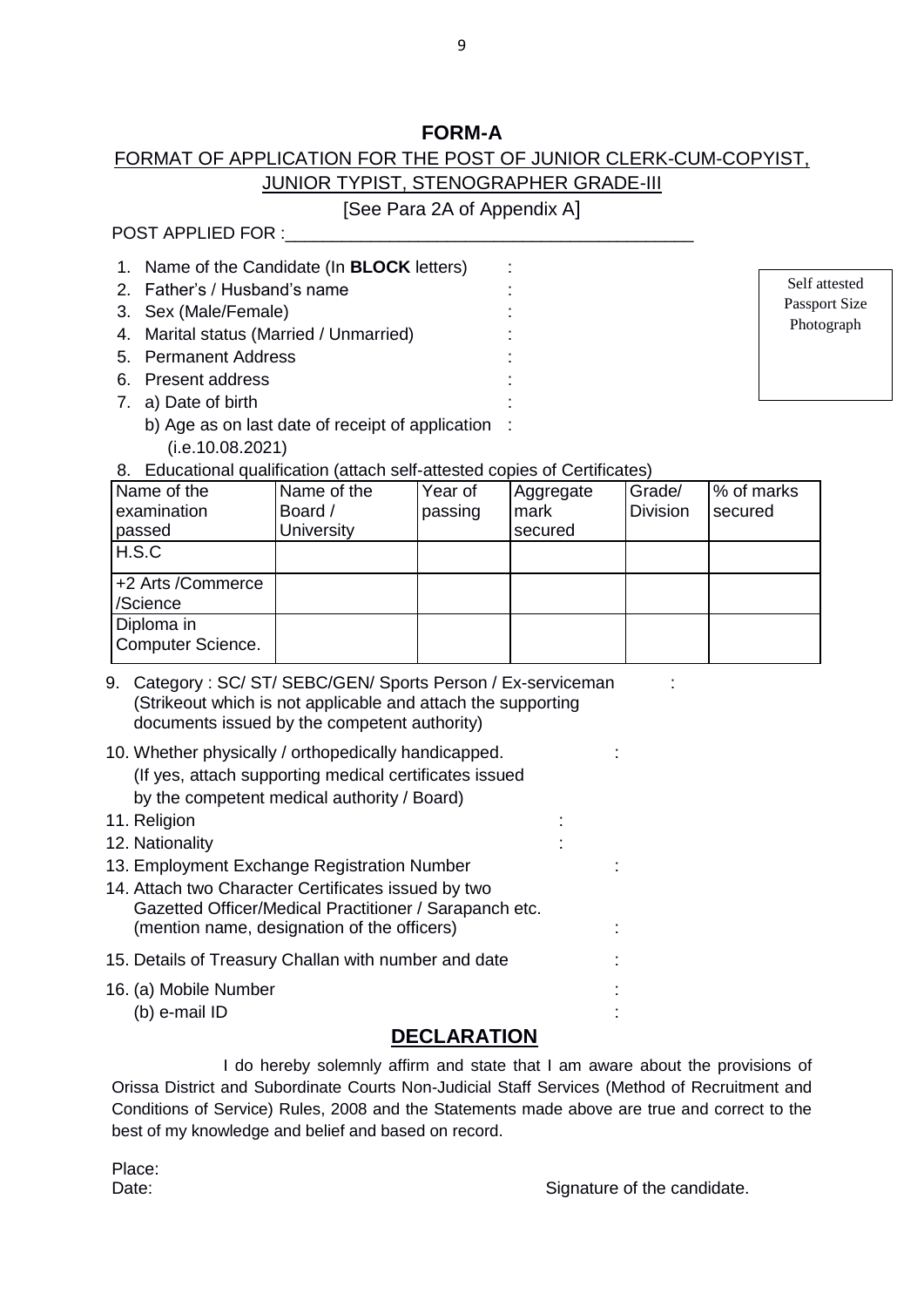# FORM-A

## FORMAT OF APPLICATION FOR THE POST OF JUNIOR CLERK-CUM-COPYIST, JUNIOR TYPIST, STENOGRAPHER GRADE-III

[See Para 2A of Appendix A]

POST APPLIED FOR :_________________________________________

Self attested Passport Size Photograph

1. Name of the Candidate (In **BLOCK** letters) :
2. Father's / Husband's name :
3. Sex (Male/Female) :
4. Marital status (Married / Unmarried) :
5. Permanent Address :
6. Present address :
7. a) Date of birth :
   b) Age as on last date of receipt of application (i.e.10.08.2021) :
8. Educational qualification (attach self-attested copies of Certificates)

| Name of the examination passed | Name of the Board / University | Year of passing | Aggregate mark secured | Grade/ Division | % of marks secured |
|---|---|---|---|---|---|
| H.S.C | | | | | |
| +2 Arts /Commerce /Science | | | | | |
| Diploma in Computer Science. | | | | | |

9. Category : SC/ ST/ SEBC/GEN/ Sports Person / Ex-serviceman (Strikeout which is not applicable and attach the supporting documents issued by the competent authority) :
10. Whether physically / orthopedically handicapped. (If yes, attach supporting medical certificates issued by the competent medical authority / Board) :
11. Religion :
12. Nationality :
13. Employment Exchange Registration Number :
14. Attach two Character Certificates issued by two Gazetted Officer/Medical Practitioner / Sarapanch etc. (mention name, designation of the officers) :
15. Details of Treasury Challan with number and date :
16. (a) Mobile Number :
    (b) e-mail ID :

## DECLARATION

I do hereby solemnly affirm and state that I am aware about the provisions of Orissa District and Subordinate Courts Non-Judicial Staff Services (Method of Recruitment and Conditions of Service) Rules, 2008 and the Statements made above are true and correct to the best of my knowledge and belief and based on record.

Place:
Date:

Signature of the candidate.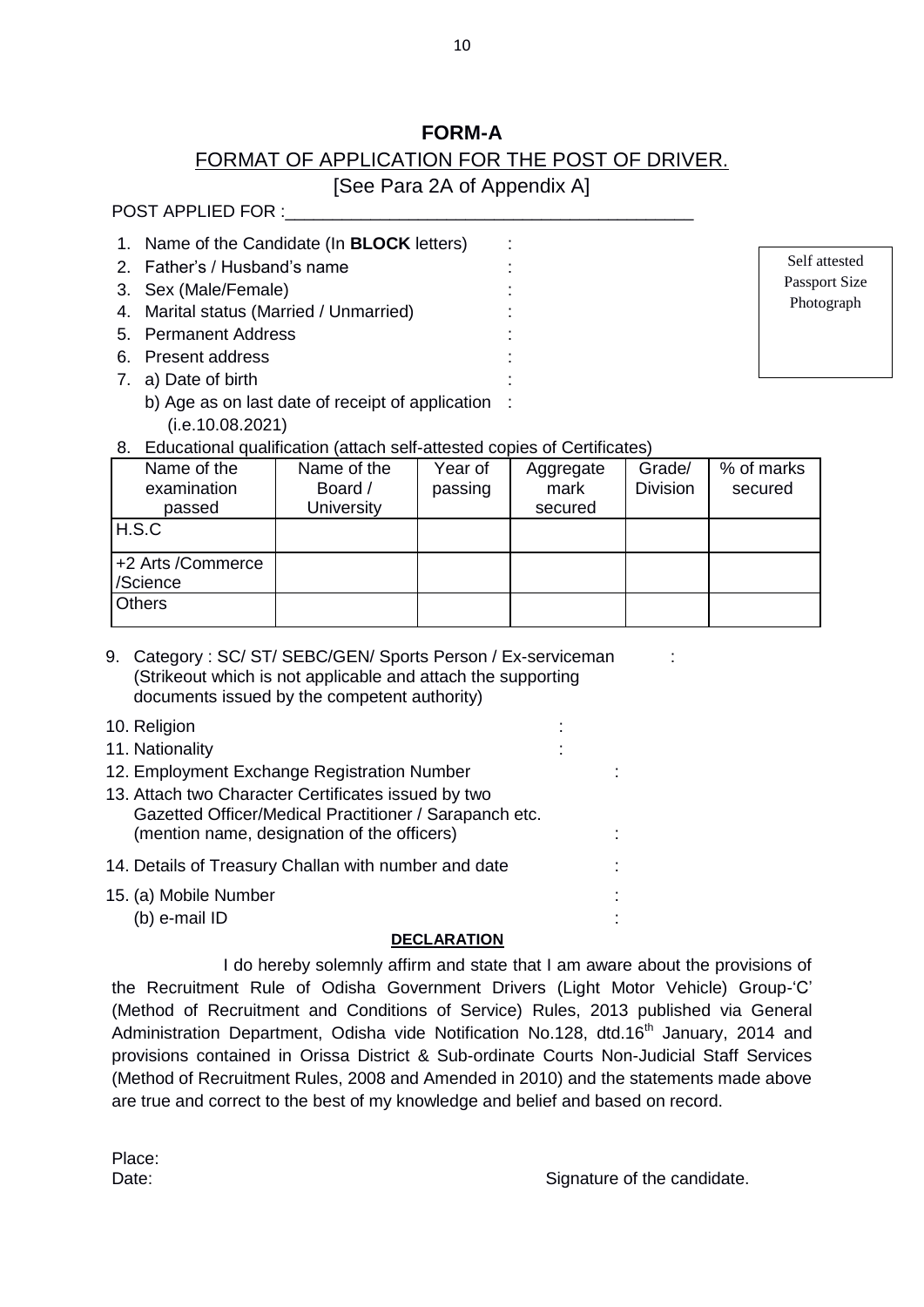# FORM-A

## FORMAT OF APPLICATION FOR THE POST OF DRIVER.

[See Para 2A of Appendix A]

POST APPLIED FOR :___________________________________________

Self attested Passport Size Photograph

1. Name of the Candidate (In **BLOCK** letters) :
2. Father's / Husband's name :
3. Sex (Male/Female) :
4. Marital status (Married / Unmarried) :
5. Permanent Address :
6. Present address :
7. a) Date of birth :
   b) Age as on last date of receipt of application (i.e.10.08.2021) :
8. Educational qualification (attach self-attested copies of Certificates)

| Name of the examination passed | Name of the Board / University | Year of passing | Aggregate mark secured | Grade/ Division | % of marks secured |
|---|---|---|---|---|---|
| H.S.C | | | | | |
| +2 Arts /Commerce /Science | | | | | |
| Others | | | | | |

9. Category : SC/ ST/ SEBC/GEN/ Sports Person / Ex-serviceman :
   (Strikeout which is not applicable and attach the supporting documents issued by the competent authority)
10. Religion :
11. Nationality :
12. Employment Exchange Registration Number :
13. Attach two Character Certificates issued by two Gazetted Officer/Medical Practitioner / Sarapanch etc. (mention name, designation of the officers) :
14. Details of Treasury Challan with number and date :
15. (a) Mobile Number :
    (b) e-mail ID :

**DECLARATION**

I do hereby solemnly affirm and state that I am aware about the provisions of the Recruitment Rule of Odisha Government Drivers (Light Motor Vehicle) Group-'C' (Method of Recruitment and Conditions of Service) Rules, 2013 published via General Administration Department, Odisha vide Notification No.128, dtd.16th January, 2014 and provisions contained in Orissa District & Sub-ordinate Courts Non-Judicial Staff Services (Method of Recruitment Rules, 2008 and Amended in 2010) and the statements made above are true and correct to the best of my knowledge and belief and based on record.

Place:

Date: Signature of the candidate.